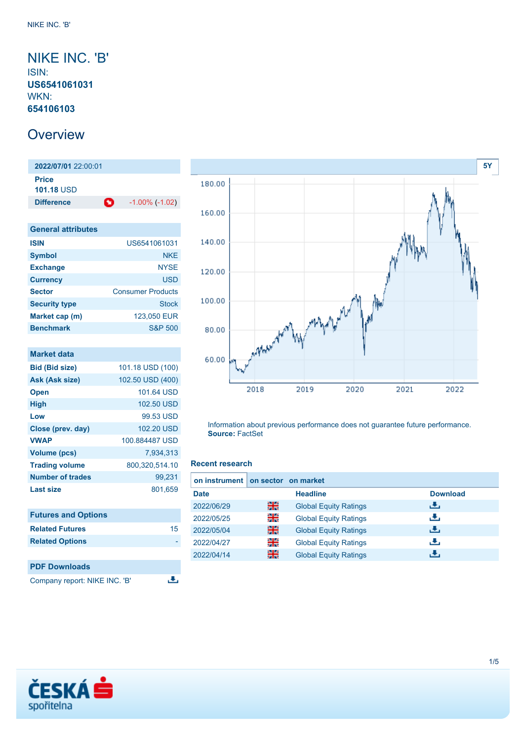# NIKE INC. 'B'

ISIN:
**US6541061031**
WKN:
**654106103**

## Overview

**2022/07/01** 22:00:01

| Price | |
|---|---|
| 101.18 USD | |
| **Difference** | -1.00% (-1.02) |

5Y

Information about previous performance does not guarantee future performance.
**Source:** FactSet

| General attributes | |
|---|---|
| **ISIN** | US6541061031 |
| **Symbol** | NKE |
| **Exchange** | NYSE |
| **Currency** | USD |
| **Sector** | Consumer Products |
| **Security type** | Stock |
| **Market cap (m)** | 123,050 EUR |
| **Benchmark** | S&P 500 |

| Market data | |
|---|---|
| **Bid (Bid size)** | 101.18 USD (100) |
| **Ask (Ask size)** | 102.50 USD (400) |
| **Open** | 101.64 USD |
| **High** | 102.50 USD |
| **Low** | 99.53 USD |
| **Close (prev. day)** | 102.20 USD |
| **VWAP** | 100.884487 USD |
| **Volume (pcs)** | 7,934,313 |
| **Trading volume** | 800,320,514.10 |
| **Number of trades** | 99,231 |
| **Last size** | 801,659 |

| Futures and Options | |
|---|---|
| **Related Futures** | 15 |
| **Related Options** | - |

### PDF Downloads

Company report: NIKE INC. 'B'

### Recent research

on instrument | on sector | on market

| Date | | Headline | Download |
|---|---|---|---|
| 2022/06/29 | | Global Equity Ratings | |
| 2022/05/25 | | Global Equity Ratings | |
| 2022/05/04 | | Global Equity Ratings | |
| 2022/04/27 | | Global Equity Ratings | |
| 2022/04/14 | | Global Equity Ratings | |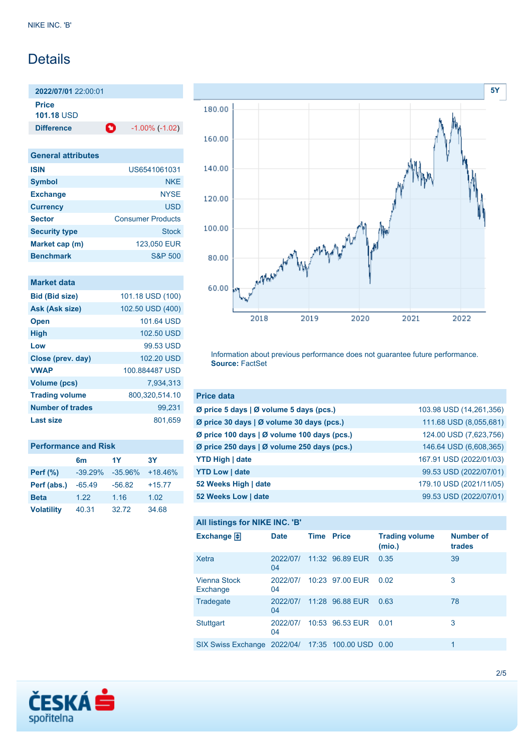# Details

| 2022/07/01 22:00:01 | |
|---|---|
| **Price** 101.18 USD | |
| **Difference** | -1.00% (-1.02) |

| General attributes | |
|---|---|
| **ISIN** | US6541061031 |
| **Symbol** | NKE |
| **Exchange** | NYSE |
| **Currency** | USD |
| **Sector** | Consumer Products |
| **Security type** | Stock |
| **Market cap (m)** | 123,050 EUR |
| **Benchmark** | S&P 500 |

| Market data | |
|---|---|
| **Bid (Bid size)** | 101.18 USD (100) |
| **Ask (Ask size)** | 102.50 USD (400) |
| **Open** | 101.64 USD |
| **High** | 102.50 USD |
| **Low** | 99.53 USD |
| **Close (prev. day)** | 102.20 USD |
| **VWAP** | 100.884487 USD |
| **Volume (pcs)** | 7,934,313 |
| **Trading volume** | 800,320,514.10 |
| **Number of trades** | 99,231 |
| **Last size** | 801,659 |

## Performance and Risk

| | 6m | 1Y | 3Y |
|---|---|---|---|
| **Perf (%)** | -39.29% | -35.96% | +18.46% |
| **Perf (abs.)** | -65.49 | -56.82 | +15.77 |
| **Beta** | 1.22 | 1.16 | 1.02 |
| **Volatility** | 40.31 | 32.72 | 34.68 |

Information about previous performance does not guarantee future performance.
**Source:** FactSet

| Price data | |
|---|---|
| **Ø price 5 days \| Ø volume 5 days (pcs.)** | 103.98 USD (14,261,356) |
| **Ø price 30 days \| Ø volume 30 days (pcs.)** | 111.68 USD (8,055,681) |
| **Ø price 100 days \| Ø volume 100 days (pcs.)** | 124.00 USD (7,623,756) |
| **Ø price 250 days \| Ø volume 250 days (pcs.)** | 146.64 USD (6,608,365) |
| **YTD High \| date** | 167.91 USD (2022/01/03) |
| **YTD Low \| date** | 99.53 USD (2022/07/01) |
| **52 Weeks High \| date** | 179.10 USD (2021/11/05) |
| **52 Weeks Low \| date** | 99.53 USD (2022/07/01) |

## All listings for NIKE INC. 'B'

| Exchange | Date | Time | Price | Trading volume (mio.) | Number of trades |
|---|---|---|---|---|---|
| Xetra | 2022/07/04 | 11:32 | 96.89 EUR | 0.35 | 39 |
| Vienna Stock Exchange | 2022/07/04 | 10:23 | 97.00 EUR | 0.02 | 3 |
| Tradegate | 2022/07/04 | 11:28 | 96.88 EUR | 0.63 | 78 |
| Stuttgart | 2022/07/04 | 10:53 | 96.53 EUR | 0.01 | 3 |
| SIX Swiss Exchange | 2022/04/ | 17:35 | 100.00 USD | 0.00 | 1 |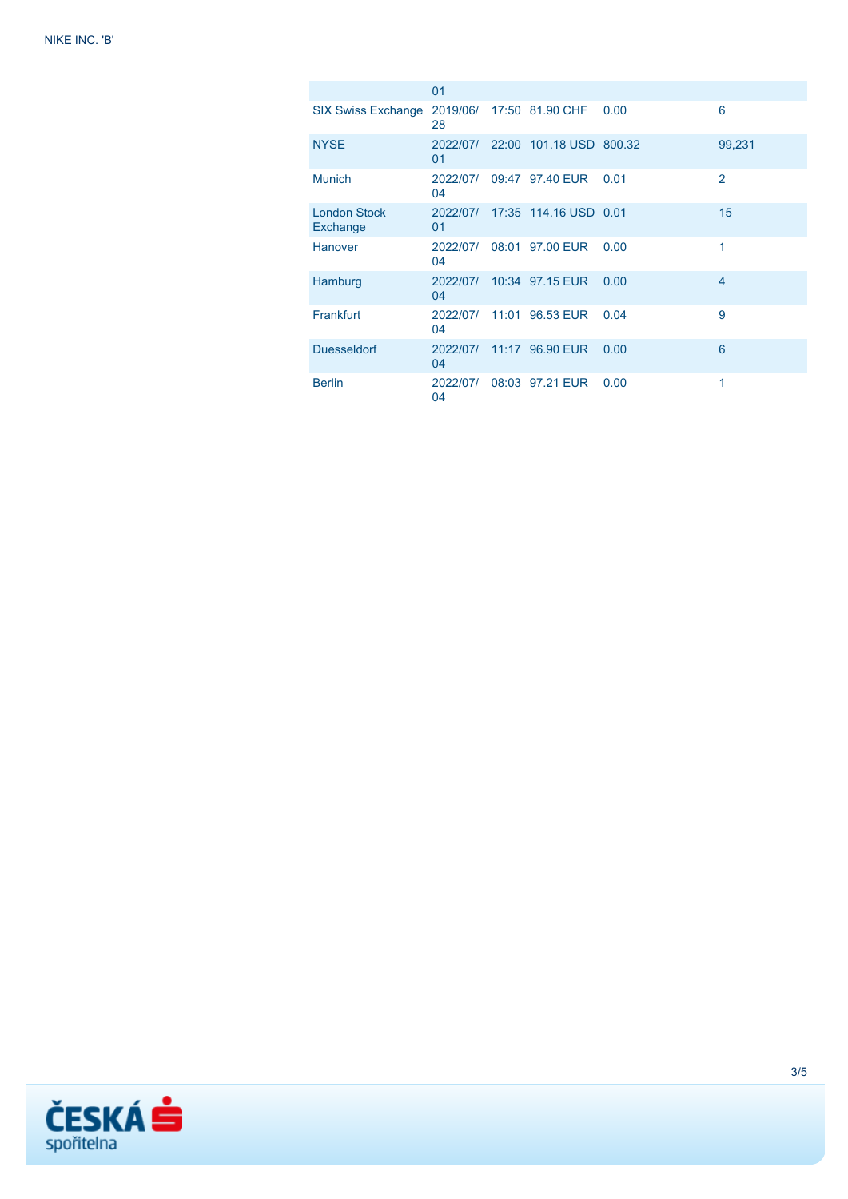| | | | | | |
|---|---|---|---|---|---|
| | 01 | | | | |
| SIX Swiss Exchange | 2019/06/28 | 17:50 | 81.90 CHF | 0.00 | 6 |
| NYSE | 2022/07/01 | 22:00 | 101.18 USD | 800.32 | 99,231 |
| Munich | 2022/07/04 | 09:47 | 97.40 EUR | 0.01 | 2 |
| London Stock Exchange | 2022/07/01 | 17:35 | 114.16 USD | 0.01 | 15 |
| Hanover | 2022/07/04 | 08:01 | 97.00 EUR | 0.00 | 1 |
| Hamburg | 2022/07/04 | 10:34 | 97.15 EUR | 0.00 | 4 |
| Frankfurt | 2022/07/04 | 11:01 | 96.53 EUR | 0.04 | 9 |
| Duesseldorf | 2022/07/04 | 11:17 | 96.90 EUR | 0.00 | 6 |
| Berlin | 2022/07/04 | 08:03 | 97.21 EUR | 0.00 | 1 |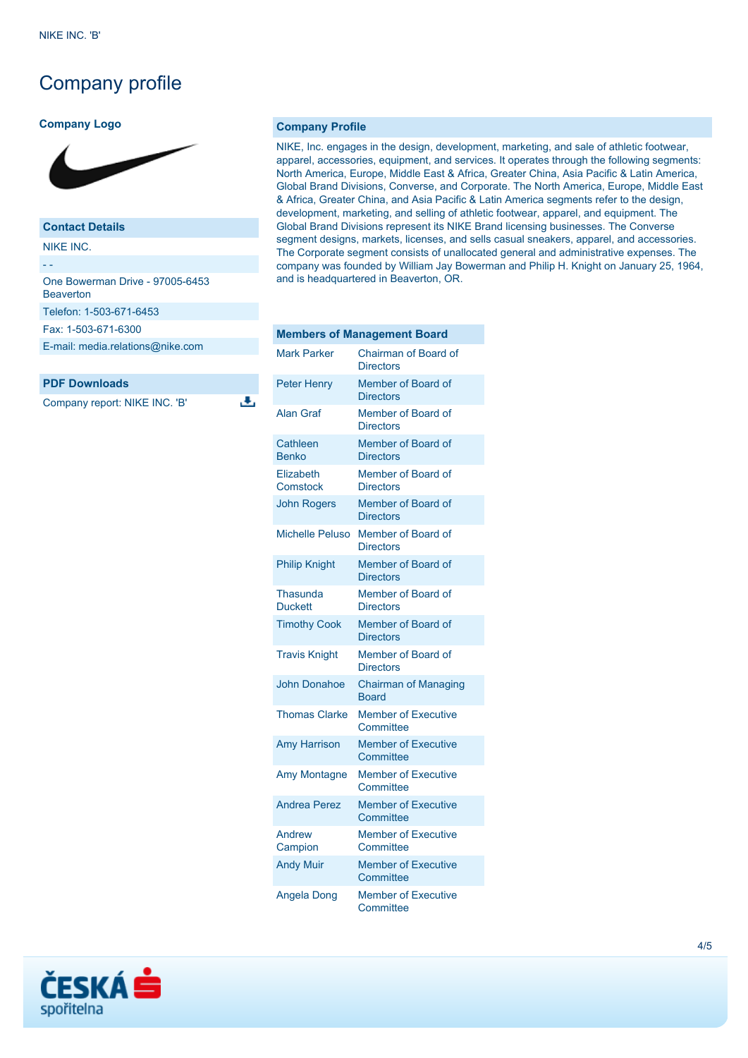# Company profile

### Company Logo

### Contact Details

NIKE INC.

- -

One Bowerman Drive - 97005-6453
Beaverton

Telefon: 1-503-671-6453

Fax: 1-503-671-6300

E-mail: media.relations@nike.com

### PDF Downloads

Company report: NIKE INC. 'B'

### Company Profile

NIKE, Inc. engages in the design, development, marketing, and sale of athletic footwear, apparel, accessories, equipment, and services. It operates through the following segments: North America, Europe, Middle East & Africa, Greater China, Asia Pacific & Latin America, Global Brand Divisions, Converse, and Corporate. The North America, Europe, Middle East & Africa, Greater China, and Asia Pacific & Latin America segments refer to the design, development, marketing, and selling of athletic footwear, apparel, and equipment. The Global Brand Divisions represent its NIKE Brand licensing businesses. The Converse segment designs, markets, licenses, and sells casual sneakers, apparel, and accessories. The Corporate segment consists of unallocated general and administrative expenses. The company was founded by William Jay Bowerman and Philip H. Knight on January 25, 1964, and is headquartered in Beaverton, OR.

### Members of Management Board

| Name | Position |
| --- | --- |
| Mark Parker | Chairman of Board of Directors |
| Peter Henry | Member of Board of Directors |
| Alan Graf | Member of Board of Directors |
| Cathleen Benko | Member of Board of Directors |
| Elizabeth Comstock | Member of Board of Directors |
| John Rogers | Member of Board of Directors |
| Michelle Peluso | Member of Board of Directors |
| Philip Knight | Member of Board of Directors |
| Thasunda Duckett | Member of Board of Directors |
| Timothy Cook | Member of Board of Directors |
| Travis Knight | Member of Board of Directors |
| John Donahoe | Chairman of Managing Board |
| Thomas Clarke | Member of Executive Committee |
| Amy Harrison | Member of Executive Committee |
| Amy Montagne | Member of Executive Committee |
| Andrea Perez | Member of Executive Committee |
| Andrew Campion | Member of Executive Committee |
| Andy Muir | Member of Executive Committee |
| Angela Dong | Member of Executive Committee |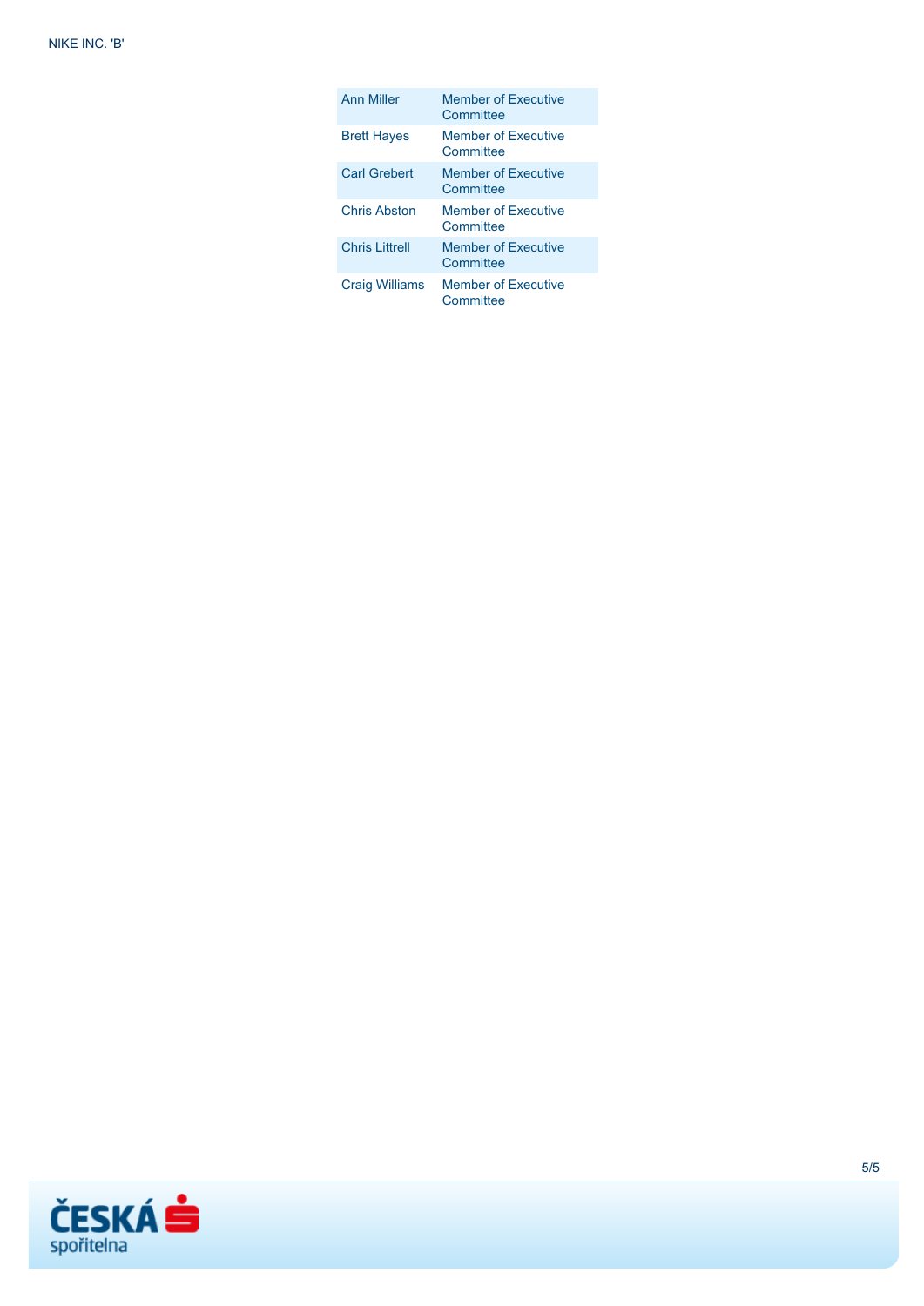| | |
|---|---|
| Ann Miller | Member of Executive Committee |
| Brett Hayes | Member of Executive Committee |
| Carl Grebert | Member of Executive Committee |
| Chris Abston | Member of Executive Committee |
| Chris Littrell | Member of Executive Committee |
| Craig Williams | Member of Executive Committee |